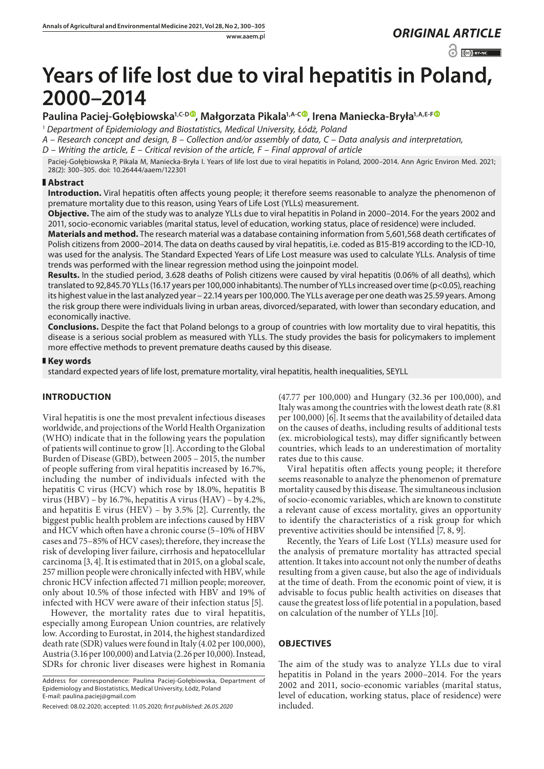*ORIGINAL ARTICLE*

# Years of life lost due to viral hepatitis in Poland, 2000–2014

**Paulina Paciej-Gołębiowska[1,C-D], Małgorzata Pikala[1,A-C], Irena Maniecka-Bryła[1,A,E-F]**

[1] *Department of Epidemiology and Biostatistics, Medical University, Łódź, Poland*

*A – Research concept and design, B – Collection and/or assembly of data, C – Data analysis and interpretation, D – Writing the article, E – Critical revision of the article, F – Final approval of article*

Paciej-Gołębiowska P, Pikala M, Maniecka-Bryła I. Years of life lost due to viral hepatitis in Poland, 2000–2014. Ann Agric Environ Med. 2021; 28(2): 300–305. doi: 10.26444/aaem/122301

## Abstract

**Introduction.** Viral hepatitis often affects young people; it therefore seems reasonable to analyze the phenomenon of premature mortality due to this reason, using Years of Life Lost (YLLs) measurement.

**Objective.** The aim of the study was to analyze YLLs due to viral hepatitis in Poland in 2000–2014. For the years 2002 and 2011, socio-economic variables (marital status, level of education, working status, place of residence) were included.

**Materials and method.** The research material was a database containing information from 5,601,568 death certificates of Polish citizens from 2000–2014. The data on deaths caused by viral hepatitis, i.e. coded as B15-B19 according to the ICD-10, was used for the analysis. The Standard Expected Years of Life Lost measure was used to calculate YLLs. Analysis of time trends was performed with the linear regression method using the joinpoint model.

**Results.** In the studied period, 3.628 deaths of Polish citizens were caused by viral hepatitis (0.06% of all deaths), which translated to 92,845.70 YLLs (16.17 years per 100,000 inhabitants). The number of YLLs increased over time ($p<0.05$), reaching its highest value in the last analyzed year – 22.14 years per 100,000. The YLLs average per one death was 25.59 years. Among the risk group there were individuals living in urban areas, divorced/separated, with lower than secondary education, and economically inactive.

**Conclusions.** Despite the fact that Poland belongs to a group of countries with low mortality due to viral hepatitis, this disease is a serious social problem as measured with YLLs. The study provides the basis for policymakers to implement more effective methods to prevent premature deaths caused by this disease.

## Key words

standard expected years of life lost, premature mortality, viral hepatitis, health inequalities, SEYLL

## INTRODUCTION

Viral hepatitis is one the most prevalent infectious diseases worldwide, and projections of the World Health Organization (WHO) indicate that in the following years the population of patients will continue to grow [1]. According to the Global Burden of Disease (GBD), between 2005 – 2015, the number of people suffering from viral hepatitis increased by 16.7%, including the number of individuals infected with the hepatitis C virus (HCV) which rose by 18.0%, hepatitis B virus (HBV) – by 16.7%, hepatitis A virus (HAV) – by 4.2%, and hepatitis E virus (HEV) – by 3.5% [2]. Currently, the biggest public health problem are infections caused by HBV and HCV which often have a chronic course (5–10% of HBV cases and 75–85% of HCV cases); therefore, they increase the risk of developing liver failure, cirrhosis and hepatocellular carcinoma [3, 4]. It is estimated that in 2015, on a global scale, 257 million people were chronically infected with HBV, while chronic HCV infection affected 71 million people; moreover, only about 10.5% of those infected with HBV and 19% of infected with HCV were aware of their infection status [5].

However, the mortality rates due to viral hepatitis, especially among European Union countries, are relatively low. According to Eurostat, in 2014, the highest standardized death rate (SDR) values were found in Italy (4.02 per 100,000), Austria (3.16 per 100,000) and Latvia (2.26 per 10,000). Instead, SDRs for chronic liver diseases were highest in Romania (47.77 per 100,000) and Hungary (32.36 per 100,000), and Italy was among the countries with the lowest death rate (8.81 per 100,000) [6]. It seems that the availability of detailed data on the causes of deaths, including results of additional tests (ex. microbiological tests), may differ significantly between countries, which leads to an underestimation of mortality rates due to this cause.

Viral hepatitis often affects young people; it therefore seems reasonable to analyze the phenomenon of premature mortality caused by this disease. The simultaneous inclusion of socio-economic variables, which are known to constitute a relevant cause of excess mortality, gives an opportunity to identify the characteristics of a risk group for which preventive activities should be intensified [7, 8, 9].

Recently, the Years of Life Lost (YLLs) measure used for the analysis of premature mortality has attracted special attention. It takes into account not only the number of deaths resulting from a given cause, but also the age of individuals at the time of death. From the economic point of view, it is advisable to focus public health activities on diseases that cause the greatest loss of life potential in a population, based on calculation of the number of YLLs [10].

## OBJECTIVES

The aim of the study was to analyze YLLs due to viral hepatitis in Poland in the years 2000–2014. For the years 2002 and 2011, socio-economic variables (marital status, level of education, working status, place of residence) were included.

Address for correspondence: Paulina Paciej-Gołębiowska, Department of Epidemiology and Biostatistics, Medical University, Łódź, Poland
E-mail: paulina.paciej@gmail.com

Received: 08.02.2020; accepted: 11.05.2020; *first published: 26.05.2020*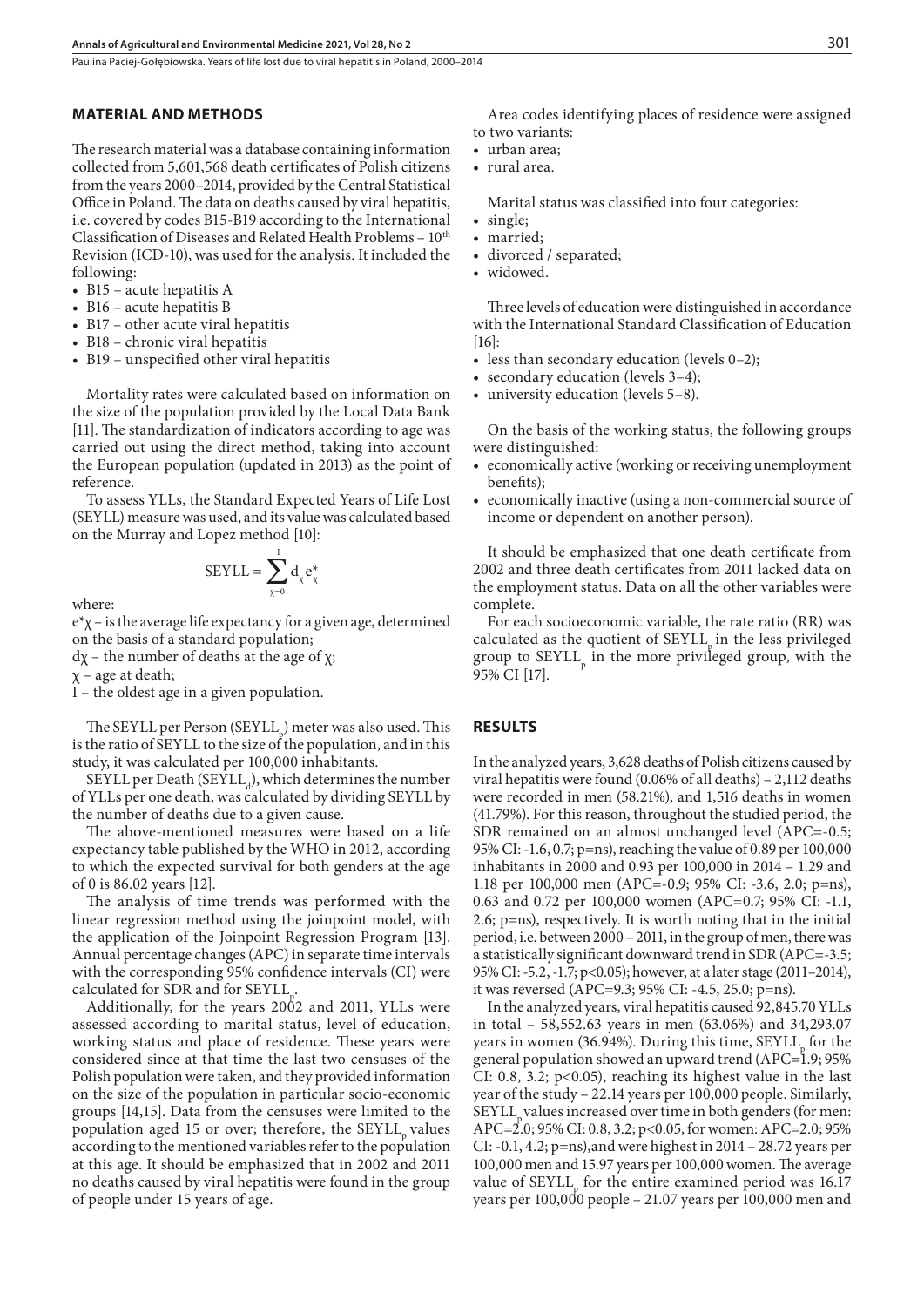## MATERIAL AND METHODS

The research material was a database containing information collected from 5,601,568 death certificates of Polish citizens from the years 2000–2014, provided by the Central Statistical Office in Poland. The data on deaths caused by viral hepatitis, i.e. covered by codes B15-B19 according to the International Classification of Diseases and Related Health Problems – 10th Revision (ICD-10), was used for the analysis. It included the following:

- B15 – acute hepatitis A
- B16 – acute hepatitis B
- B17 – other acute viral hepatitis
- B18 – chronic viral hepatitis
- B19 – unspecified other viral hepatitis

Mortality rates were calculated based on information on the size of the population provided by the Local Data Bank [11]. The standardization of indicators according to age was carried out using the direct method, taking into account the European population (updated in 2013) as the point of reference.

To assess YLLs, the Standard Expected Years of Life Lost (SEYLL) measure was used, and its value was calculated based on the Murray and Lopez method [10]:

$$SEYLL = \sum_{\chi=0}^{I} d_{\chi} e^{*}_{\chi}$$

where:

$e^{*}\chi$ – is the average life expectancy for a given age, determined on the basis of a standard population;

$d\chi$ – the number of deaths at the age of $\chi$;

$\chi$ – age at death;

I – the oldest age in a given population.

The SEYLL per Person ($SEYLL_p$) meter was also used. This is the ratio of SEYLL to the size of the population, and in this study, it was calculated per 100,000 inhabitants.

SEYLL per Death ($SEYLL_d$), which determines the number of YLLs per one death, was calculated by dividing SEYLL by the number of deaths due to a given cause.

The above-mentioned measures were based on a life expectancy table published by the WHO in 2012, according to which the expected survival for both genders at the age of 0 is 86.02 years [12].

The analysis of time trends was performed with the linear regression method using the joinpoint model, with the application of the Joinpoint Regression Program [13]. Annual percentage changes (APC) in separate time intervals with the corresponding 95% confidence intervals (CI) were calculated for SDR and for $SEYLL_p$.

Additionally, for the years 2002 and 2011, YLLs were assessed according to marital status, level of education, working status and place of residence. These years were considered since at that time the last two censuses of the Polish population were taken, and they provided information on the size of the population in particular socio-economic groups [14,15]. Data from the censuses were limited to the population aged 15 or over; therefore, the $SEYLL_p$ values according to the mentioned variables refer to the population at this age. It should be emphasized that in 2002 and 2011 no deaths caused by viral hepatitis were found in the group of people under 15 years of age.

Area codes identifying places of residence were assigned to two variants:

- urban area;
- rural area.

Marital status was classified into four categories:

- single;
- married;
- divorced / separated;
- widowed.

Three levels of education were distinguished in accordance with the International Standard Classification of Education [16]:

- less than secondary education (levels 0–2);
- secondary education (levels 3–4);
- university education (levels 5–8).

On the basis of the working status, the following groups were distinguished:

- economically active (working or receiving unemployment benefits);
- economically inactive (using a non-commercial source of income or dependent on another person).

It should be emphasized that one death certificate from 2002 and three death certificates from 2011 lacked data on the employment status. Data on all the other variables were complete.

For each socioeconomic variable, the rate ratio (RR) was calculated as the quotient of $SEYLL_p$ in the less privileged group to $SEYLL_p$ in the more privileged group, with the 95% CI [17].

## RESULTS

In the analyzed years, 3,628 deaths of Polish citizens caused by viral hepatitis were found (0.06% of all deaths) – 2,112 deaths were recorded in men (58.21%), and 1,516 deaths in women (41.79%). For this reason, throughout the studied period, the SDR remained on an almost unchanged level (APC=-0.5; 95% CI: -1.6, 0.7; p=ns), reaching the value of 0.89 per 100,000 inhabitants in 2000 and 0.93 per 100,000 in 2014 – 1.29 and 1.18 per 100,000 men (APC=-0.9; 95% CI: -3.6, 2.0; p=ns), 0.63 and 0.72 per 100,000 women (APC=0.7; 95% CI: -1.1, 2.6; p=ns), respectively. It is worth noting that in the initial period, i.e. between 2000 – 2011, in the group of men, there was a statistically significant downward trend in SDR (APC=-3.5; 95% CI: -5.2, -1.7; p<0.05); however, at a later stage (2011–2014), it was reversed (APC=9.3; 95% CI: -4.5, 25.0; p=ns).

In the analyzed years, viral hepatitis caused 92,845.70 YLLs in total – 58,552.63 years in men (63.06%) and 34,293.07 years in women (36.94%). During this time, $SEYLL_p$ for the general population showed an upward trend (APC=1.9; 95% CI: 0.8, 3.2; p<0.05), reaching its highest value in the last year of the study – 22.14 years per 100,000 people. Similarly, $SEYLL_p$ values increased over time in both genders (for men: APC=2.0; 95% CI: 0.8, 3.2; p<0.05, for women: APC=2.0; 95% CI: -0.1, 4.2; p=ns), and were highest in 2014 – 28.72 years per 100,000 men and 15.97 years per 100,000 women. The average value of $SEYLL_p$ for the entire examined period was 16.17 years per 100,000 people – 21.07 years per 100,000 men and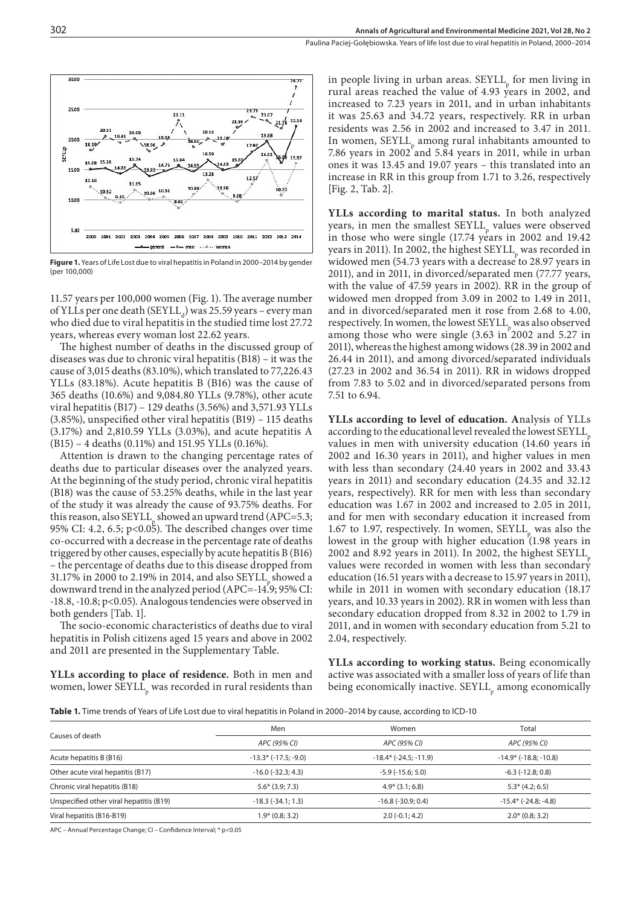Figure 1. Years of Life Lost due to viral hepatitis in Poland in 2000–2014 by gender (per 100,000)

11.57 years per 100,000 women (Fig. 1). The average number of YLLs per one death ($SEYLL_d$) was 25.59 years – every man who died due to viral hepatitis in the studied time lost 27.72 years, whereas every woman lost 22.62 years.

The highest number of deaths in the discussed group of diseases was due to chronic viral hepatitis (B18) – it was the cause of 3,015 deaths (83.10%), which translated to 77,226.43 YLLs (83.18%). Acute hepatitis B (B16) was the cause of 365 deaths (10.6%) and 9,084.80 YLLs (9.78%), other acute viral hepatitis (B17) – 129 deaths (3.56%) and 3,571.93 YLLs (3.85%), unspecified other viral hepatitis (B19) – 115 deaths (3.17%) and 2,810.59 YLLs (3.03%), and acute hepatitis A (B15) – 4 deaths (0.11%) and 151.95 YLLs (0.16%).

Attention is drawn to the changing percentage rates of deaths due to particular diseases over the analyzed years. At the beginning of the study period, chronic viral hepatitis (B18) was the cause of 53.25% deaths, while in the last year of the study it was already the cause of 93.75% deaths. For this reason, also $SEYLL_p$ showed an upward trend (APC=5.3; 95% CI: 4.2, 6.5; $p<0.05$). The described changes over time co-occurred with a decrease in the percentage rate of deaths triggered by other causes, especially by acute hepatitis B (B16) – the percentage of deaths due to this disease dropped from 31.17% in 2000 to 2.19% in 2014, and also $SEYLL_p$ showed a downward trend in the analyzed period (APC=-14.9; 95% CI: -18.8, -10.8; $p<0.05$). Analogous tendencies were observed in both genders [Tab. 1].

The socio-economic characteristics of deaths due to viral hepatitis in Polish citizens aged 15 years and above in 2002 and 2011 are presented in the Supplementary Table.

**YLLs according to place of residence.** Both in men and women, lower $SEYLL_p$ was recorded in rural residents than in people living in urban areas. $SEYLL_p$ for men living in rural areas reached the value of 4.93 years in 2002, and increased to 7.23 years in 2011, and in urban inhabitants it was 25.63 and 34.72 years, respectively. RR in urban residents was 2.56 in 2002 and increased to 3.47 in 2011. In women, $SEYLL_p$ among rural inhabitants amounted to 7.86 years in 2002 and 5.84 years in 2011, while in urban ones it was 13.45 and 19.07 years – this translated into an increase in RR in this group from 1.71 to 3.26, respectively [Fig. 2, Tab. 2].

**YLLs according to marital status.** In both analyzed years, in men the smallest $SEYLL_p$ values were observed in those who were single (17.74 years in 2002 and 19.42 years in 2011). In 2002, the highest $SEYLL_p$ was recorded in widowed men (54.73 years with a decrease to 28.97 years in 2011), and in 2011, in divorced/separated men (77.77 years, with the value of 47.59 years in 2002). RR in the group of widowed men dropped from 3.09 in 2002 to 1.49 in 2011, and in divorced/separated men it rose from 2.68 to 4.00, respectively. In women, the lowest $SEYLL_p$ was also observed among those who were single (3.63 in 2002 and 5.27 in 2011), whereas the highest among widows (28.39 in 2002 and 26.44 in 2011), and among divorced/separated individuals (27.23 in 2002 and 36.54 in 2011). RR in widows dropped from 7.83 to 5.02 and in divorced/separated persons from 7.51 to 6.94.

**YLLs according to level of education.** Analysis of YLLs according to the educational level revealed the lowest $SEYLL_p$ values in men with university education (14.60 years in 2002 and 16.30 years in 2011), and higher values in men with less than secondary (24.40 years in 2002 and 33.43 years in 2011) and secondary education (24.35 and 32.12 years, respectively). RR for men with less than secondary education was 1.67 in 2002 and increased to 2.05 in 2011, and for men with secondary education it increased from 1.67 to 1.97, respectively. In women, $SEYLL_p$ was also the lowest in the group with higher education (1.98 years in 2002 and 8.92 years in 2011). In 2002, the highest $SEYLL_p$ values were recorded in women with less than secondary education (16.51 years with a decrease to 15.97 years in 2011), while in 2011 in women with secondary education (18.17 years, and 10.33 years in 2002). RR in women with less than secondary education dropped from 8.32 in 2002 to 1.79 in 2011, and in women with secondary education from 5.21 to 2.04, respectively.

**YLLs according to working status.** Being economically active was associated with a smaller loss of years of life than being economically inactive. $SEYLL_p$ among economically

**Table 1.** Time trends of Years of Life Lost due to viral hepatitis in Poland in 2000–2014 by cause, according to ICD-10

| Causes of death | Men | Women | Total |
|---|---|---|---|
| | APC (95% CI) | APC (95% CI) | APC (95% CI) |
| Acute hepatitis B (B16) | -13.3* (-17.5; -9.0) | -18.4* (-24.5; -11.9) | -14.9* (-18.8; -10.8) |
| Other acute viral hepatitis (B17) | -16.0 (-32.3; 4.3) | -5.9 (-15.6; 5.0) | -6.3 (-12.8; 0.8) |
| Chronic viral hepatitis (B18) | 5.6* (3.9; 7.3) | 4.9* (3.1; 6.8) | 5.3* (4.2; 6.5) |
| Unspecified other viral hepatitis (B19) | -18.3 (-34.1; 1.3) | -16.8 (-30.9; 0.4) | -15.4* (-24.8; -4.8) |
| Viral hepatitis (B16-B19) | 1.9* (0.8; 3.2) | 2.0 (-0.1; 4.2) | 2.0* (0.8; 3.2) |

APC – Annual Percentage Change; CI – Confidence Interval; * p<0.05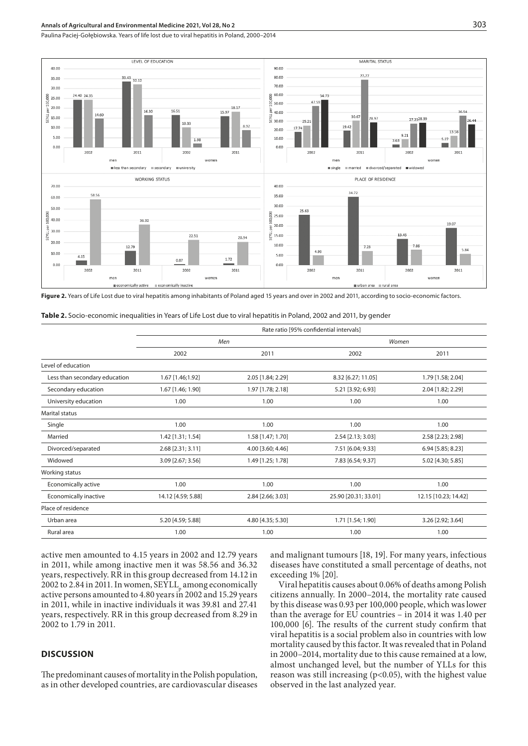**Figure 2.** Years of Life Lost due to viral hepatitis among inhabitants of Poland aged 15 years and over in 2002 and 2011, according to socio-economic factors.

**Table 2.** Socio-economic inequalities in Years of Life Lost due to viral hepatitis in Poland, 2002 and 2011, by gender

| | Rate ratio [95% confidential intervals] | | | |
|---|---|---|---|---|
| | *Men* | | *Women* | |
| | 2002 | 2011 | 2002 | 2011 |
| Level of education | | | | |
| Less than secondary education | 1.67 [1.46;1.92] | 2.05 [1.84; 2.29] | 8.32 [6.27; 11.05] | 1.79 [1.58; 2.04] |
| Secondary education | 1.67 [1.46; 1.90] | 1.97 [1.78; 2.18] | 5.21 [3.92; 6.93] | 2.04 [1.82; 2.29] |
| University education | 1.00 | 1.00 | 1.00 | 1.00 |
| Marital status | | | | |
| Single | 1.00 | 1.00 | 1.00 | 1.00 |
| Married | 1.42 [1.31; 1.54] | 1.58 [1.47; 1.70] | 2.54 [2.13; 3.03] | 2.58 [2.23; 2.98] |
| Divorced/separated | 2.68 [2.31; 3.11] | 4.00 [3.60; 4.46] | 7.51 [6.04; 9.33] | 6.94 [5.85; 8.23] |
| Widowed | 3.09 [2.67; 3.56] | 1.49 [1.25; 1.78] | 7.83 [6.54; 9.37] | 5.02 [4.30; 5.85] |
| Working status | | | | |
| Economically active | 1.00 | 1.00 | 1.00 | 1.00 |
| Economically inactive | 14.12 [4.59; 5.88] | 2.84 [2.66; 3.03] | 25.90 [20.31; 33.01] | 12.15 [10.23; 14.42] |
| Place of residence | | | | |
| Urban area | 5.20 [4.59; 5.88] | 4.80 [4.35; 5.30] | 1.71 [1.54; 1.90] | 3.26 [2.92; 3.64] |
| Rural area | 1.00 | 1.00 | 1.00 | 1.00 |

active men amounted to 4.15 years in 2002 and 12.79 years in 2011, while among inactive men it was 58.56 and 36.32 years, respectively. RR in this group decreased from 14.12 in 2002 to 2.84 in 2011. In women, $SEYLL_p$ among economically active persons amounted to 4.80 years in 2002 and 15.29 years in 2011, while in inactive individuals it was 39.81 and 27.41 years, respectively. RR in this group decreased from 8.29 in 2002 to 1.79 in 2011.

## DISCUSSION

The predominant causes of mortality in the Polish population, as in other developed countries, are cardiovascular diseases and malignant tumours [18, 19]. For many years, infectious diseases have constituted a small percentage of deaths, not exceeding 1% [20].

Viral hepatitis causes about 0.06% of deaths among Polish citizens annually. In 2000–2014, the mortality rate caused by this disease was 0.93 per 100,000 people, which was lower than the average for EU countries – in 2014 it was 1.40 per 100,000 [6]. The results of the current study confirm that viral hepatitis is a social problem also in countries with low mortality caused by this factor. It was revealed that in Poland in 2000–2014, mortality due to this cause remained at a low, almost unchanged level, but the number of YLLs for this reason was still increasing ($p<0.05$), with the highest value observed in the last analyzed year.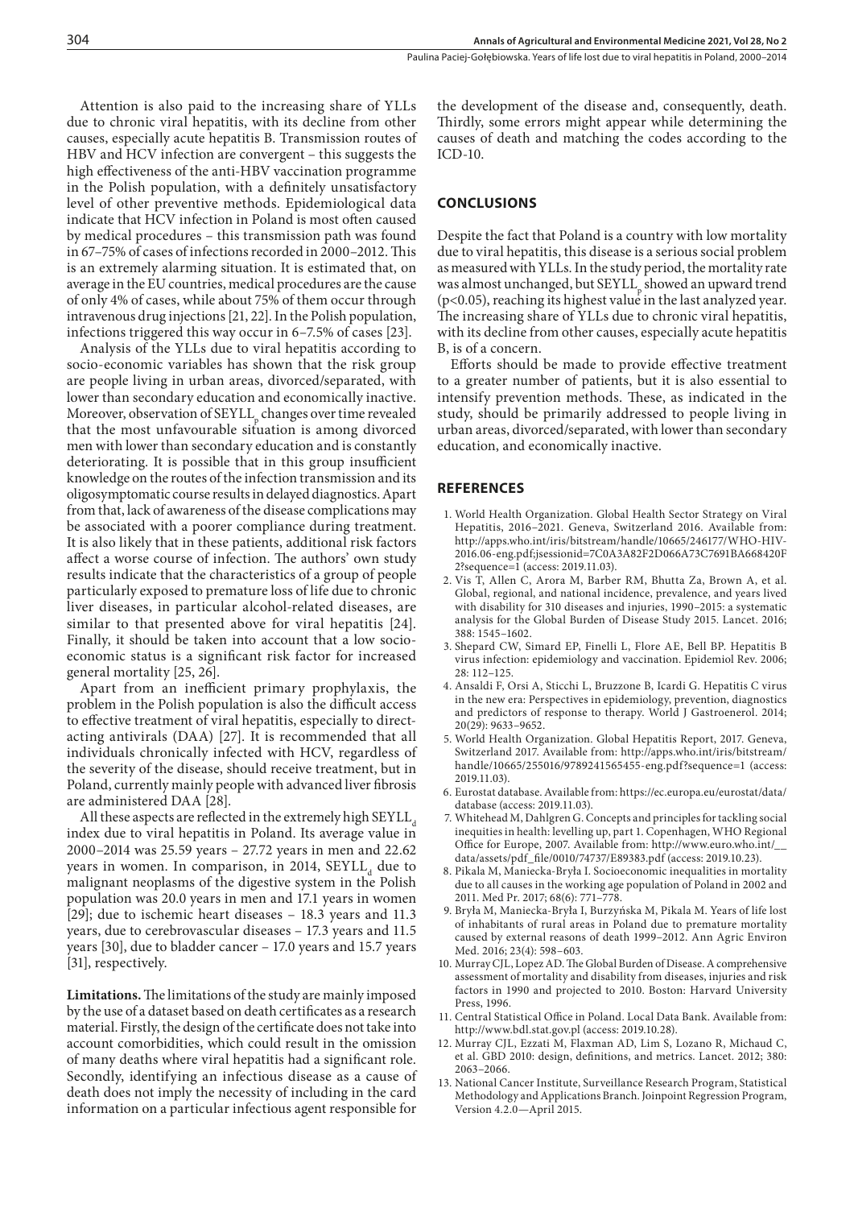Attention is also paid to the increasing share of YLLs due to chronic viral hepatitis, with its decline from other causes, especially acute hepatitis B. Transmission routes of HBV and HCV infection are convergent – this suggests the high effectiveness of the anti-HBV vaccination programme in the Polish population, with a definitely unsatisfactory level of other preventive methods. Epidemiological data indicate that HCV infection in Poland is most often caused by medical procedures – this transmission path was found in 67–75% of cases of infections recorded in 2000–2012. This is an extremely alarming situation. It is estimated that, on average in the EU countries, medical procedures are the cause of only 4% of cases, while about 75% of them occur through intravenous drug injections [21, 22]. In the Polish population, infections triggered this way occur in 6–7.5% of cases [23].

Analysis of the YLLs due to viral hepatitis according to socio-economic variables has shown that the risk group are people living in urban areas, divorced/separated, with lower than secondary education and economically inactive. Moreover, observation of $SEYLL_p$ changes over time revealed that the most unfavourable situation is among divorced men with lower than secondary education and is constantly deteriorating. It is possible that in this group insufficient knowledge on the routes of the infection transmission and its oligosymptomatic course results in delayed diagnostics. Apart from that, lack of awareness of the disease complications may be associated with a poorer compliance during treatment. It is also likely that in these patients, additional risk factors affect a worse course of infection. The authors' own study results indicate that the characteristics of a group of people particularly exposed to premature loss of life due to chronic liver diseases, in particular alcohol-related diseases, are similar to that presented above for viral hepatitis [24]. Finally, it should be taken into account that a low socio-economic status is a significant risk factor for increased general mortality [25, 26].

Apart from an inefficient primary prophylaxis, the problem in the Polish population is also the difficult access to effective treatment of viral hepatitis, especially to direct-acting antivirals (DAA) [27]. It is recommended that all individuals chronically infected with HCV, regardless of the severity of the disease, should receive treatment, but in Poland, currently mainly people with advanced liver fibrosis are administered DAA [28].

All these aspects are reflected in the extremely high $SEYLL_d$ index due to viral hepatitis in Poland. Its average value in 2000–2014 was 25.59 years – 27.72 years in men and 22.62 years in women. In comparison, in 2014, $SEYLL_d$ due to malignant neoplasms of the digestive system in the Polish population was 20.0 years in men and 17.1 years in women [29]; due to ischemic heart diseases – 18.3 years and 11.3 years, due to cerebrovascular diseases – 17.3 years and 11.5 years [30], due to bladder cancer – 17.0 years and 15.7 years [31], respectively.

**Limitations.** The limitations of the study are mainly imposed by the use of a dataset based on death certificates as a research material. Firstly, the design of the certificate does not take into account comorbidities, which could result in the omission of many deaths where viral hepatitis had a significant role. Secondly, identifying an infectious disease as a cause of death does not imply the necessity of including in the card information on a particular infectious agent responsible for the development of the disease and, consequently, death. Thirdly, some errors might appear while determining the causes of death and matching the codes according to the ICD-10.

## CONCLUSIONS

Despite the fact that Poland is a country with low mortality due to viral hepatitis, this disease is a serious social problem as measured with YLLs. In the study period, the mortality rate was almost unchanged, but $SEYLL_p$ showed an upward trend ($p<0.05$), reaching its highest value in the last analyzed year. The increasing share of YLLs due to chronic viral hepatitis, with its decline from other causes, especially acute hepatitis B, is of a concern.

Efforts should be made to provide effective treatment to a greater number of patients, but it is also essential to intensify prevention methods. These, as indicated in the study, should be primarily addressed to people living in urban areas, divorced/separated, with lower than secondary education, and economically inactive.

## REFERENCES

1. World Health Organization. Global Health Sector Strategy on Viral Hepatitis, 2016–2021. Geneva, Switzerland 2016. Available from: http://apps.who.int/iris/bitstream/handle/10665/246177/WHO-HIV-2016.06-eng.pdf;jsessionid=7C0A3A82F2D066A73C7691BA668420F2?sequence=1 (access: 2019.11.03).
2. Vis T, Allen C, Arora M, Barber RM, Bhutta Za, Brown A, et al. Global, regional, and national incidence, prevalence, and years lived with disability for 310 diseases and injuries, 1990–2015: a systematic analysis for the Global Burden of Disease Study 2015. Lancet. 2016; 388: 1545–1602.
3. Shepard CW, Simard EP, Finelli L, Flore AE, Bell BP. Hepatitis B virus infection: epidemiology and vaccination. Epidemiol Rev. 2006; 28: 112–125.
4. Ansaldi F, Orsi A, Sticchi L, Bruzzone B, Icardi G. Hepatitis C virus in the new era: Perspectives in epidemiology, prevention, diagnostics and predictors of response to therapy. World J Gastroenerol. 2014; 20(29): 9633–9652.
5. World Health Organization. Global Hepatitis Report, 2017. Geneva, Switzerland 2017. Available from: http://apps.who.int/iris/bitstream/handle/10665/255016/9789241565455-eng.pdf?sequence=1 (access: 2019.11.03).
6. Eurostat database. Available from: https://ec.europa.eu/eurostat/data/database (access: 2019.11.03).
7. Whitehead M, Dahlgren G. Concepts and principles for tackling social inequities in health: levelling up, part 1. Copenhagen, WHO Regional Office for Europe, 2007. Available from: http://www.euro.who.int/__data/assets/pdf_file/0010/74737/E89383.pdf (access: 2019.10.23).
8. Pikala M, Maniecka-Bryła I. Socioeconomic inequalities in mortality due to all causes in the working age population of Poland in 2002 and 2011. Med Pr. 2017; 68(6): 771–778.
9. Bryła M, Maniecka-Bryła I, Burzyńska M, Pikala M. Years of life lost of inhabitants of rural areas in Poland due to premature mortality caused by external reasons of death 1999–2012. Ann Agric Environ Med. 2016; 23(4): 598–603.
10. Murray CJL, Lopez AD. The Global Burden of Disease. A comprehensive assessment of mortality and disability from diseases, injuries and risk factors in 1990 and projected to 2010. Boston: Harvard University Press, 1996.
11. Central Statistical Office in Poland. Local Data Bank. Available from: http://www.bdl.stat.gov.pl (access: 2019.10.28).
12. Murray CJL, Ezzati M, Flaxman AD, Lim S, Lozano R, Michaud C, et al. GBD 2010: design, definitions, and metrics. Lancet. 2012; 380: 2063–2066.
13. National Cancer Institute, Surveillance Research Program, Statistical Methodology and Applications Branch. Joinpoint Regression Program, Version 4.2.0—April 2015.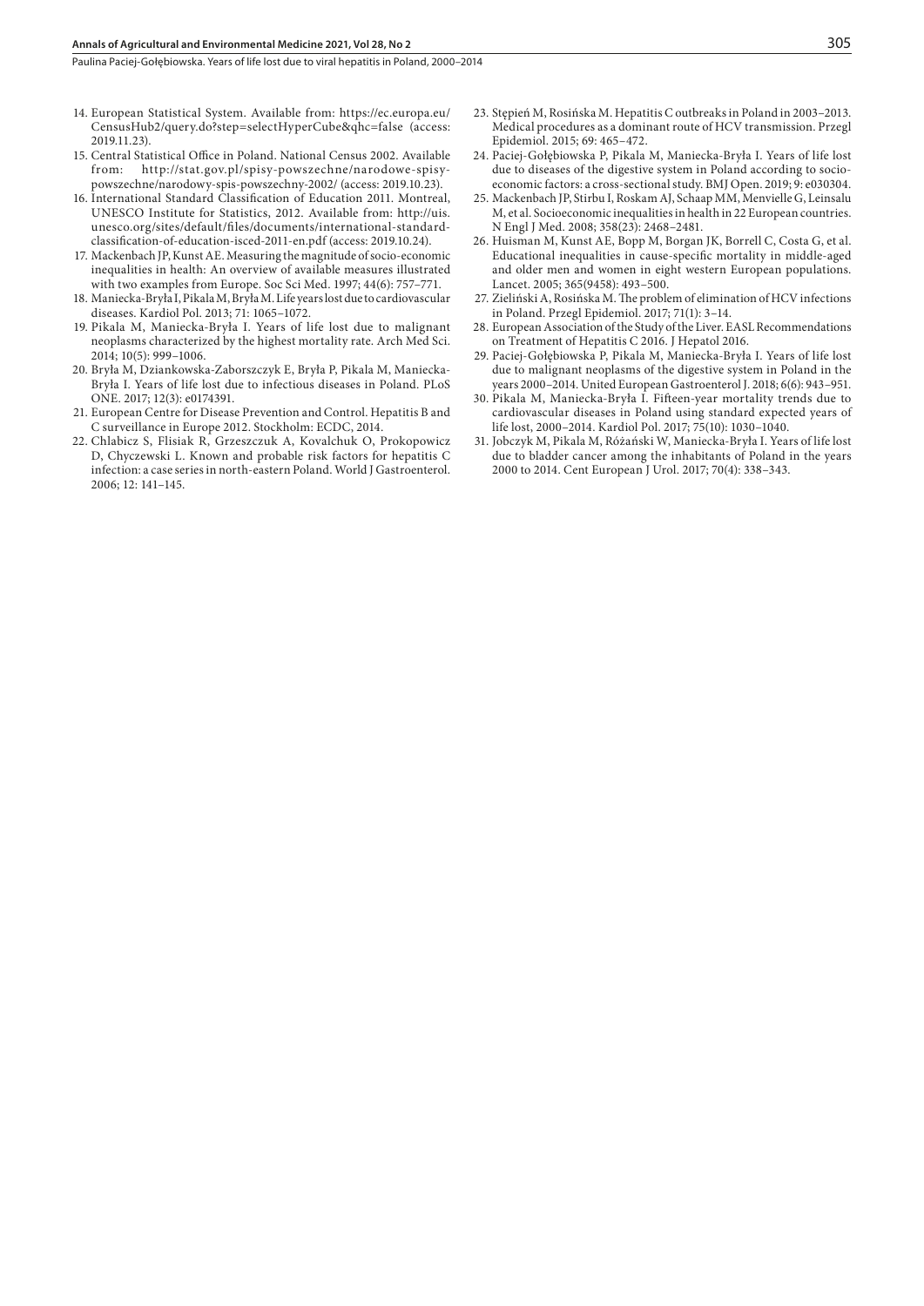14. European Statistical System. Available from: https://ec.europa.eu/CensusHub2/query.do?step=selectHyperCube&qhc=false (access: 2019.11.23).
15. Central Statistical Office in Poland. National Census 2002. Available from: http://stat.gov.pl/spisy-powszechne/narodowe-spisy-powszechne/narodowy-spis-powszechny-2002/ (access: 2019.10.23).
16. International Standard Classification of Education 2011. Montreal, UNESCO Institute for Statistics, 2012. Available from: http://uis.unesco.org/sites/default/files/documents/international-standard-classification-of-education-isced-2011-en.pdf (access: 2019.10.24).
17. Mackenbach JP, Kunst AE. Measuring the magnitude of socio-economic inequalities in health: An overview of available measures illustrated with two examples from Europe. Soc Sci Med. 1997; 44(6): 757–771.
18. Maniecka-Bryła I, Pikala M, Bryła M. Life years lost due to cardiovascular diseases. Kardiol Pol. 2013; 71: 1065–1072.
19. Pikala M, Maniecka-Bryła I. Years of life lost due to malignant neoplasms characterized by the highest mortality rate. Arch Med Sci. 2014; 10(5): 999–1006.
20. Bryła M, Dziankowska-Zaborszczyk E, Bryła P, Pikala M, Maniecka-Bryła I. Years of life lost due to infectious diseases in Poland. PLoS ONE. 2017; 12(3): e0174391.
21. European Centre for Disease Prevention and Control. Hepatitis B and C surveillance in Europe 2012. Stockholm: ECDC, 2014.
22. Chlabicz S, Flisiak R, Grzeszczuk A, Kovalchuk O, Prokopowicz D, Chyczewski L. Known and probable risk factors for hepatitis C infection: a case series in north-eastern Poland. World J Gastroenterol. 2006; 12: 141–145.
23. Stępień M, Rosińska M. Hepatitis C outbreaks in Poland in 2003–2013. Medical procedures as a dominant route of HCV transmission. Przegl Epidemiol. 2015; 69: 465–472.
24. Paciej-Gołębiowska P, Pikala M, Maniecka-Bryła I. Years of life lost due to diseases of the digestive system in Poland according to socio-economic factors: a cross-sectional study. BMJ Open. 2019; 9: e030304.
25. Mackenbach JP, Stirbu I, Roskam AJ, Schaap MM, Menvielle G, Leinsalu M, et al. Socioeconomic inequalities in health in 22 European countries. N Engl J Med. 2008; 358(23): 2468–2481.
26. Huisman M, Kunst AE, Bopp M, Borgan JK, Borrell C, Costa G, et al. Educational inequalities in cause-specific mortality in middle-aged and older men and women in eight western European populations. Lancet. 2005; 365(9458): 493–500.
27. Zieliński A, Rosińska M. The problem of elimination of HCV infections in Poland. Przegl Epidemiol. 2017; 71(1): 3–14.
28. European Association of the Study of the Liver. EASL Recommendations on Treatment of Hepatitis C 2016. J Hepatol 2016.
29. Paciej-Gołębiowska P, Pikala M, Maniecka-Bryła I. Years of life lost due to malignant neoplasms of the digestive system in Poland in the years 2000–2014. United European Gastroenterol J. 2018; 6(6): 943–951.
30. Pikala M, Maniecka-Bryła I. Fifteen-year mortality trends due to cardiovascular diseases in Poland using standard expected years of life lost, 2000–2014. Kardiol Pol. 2017; 75(10): 1030–1040.
31. Jobczyk M, Pikala M, Różański W, Maniecka-Bryła I. Years of life lost due to bladder cancer among the inhabitants of Poland in the years 2000 to 2014. Cent European J Urol. 2017; 70(4): 338–343.